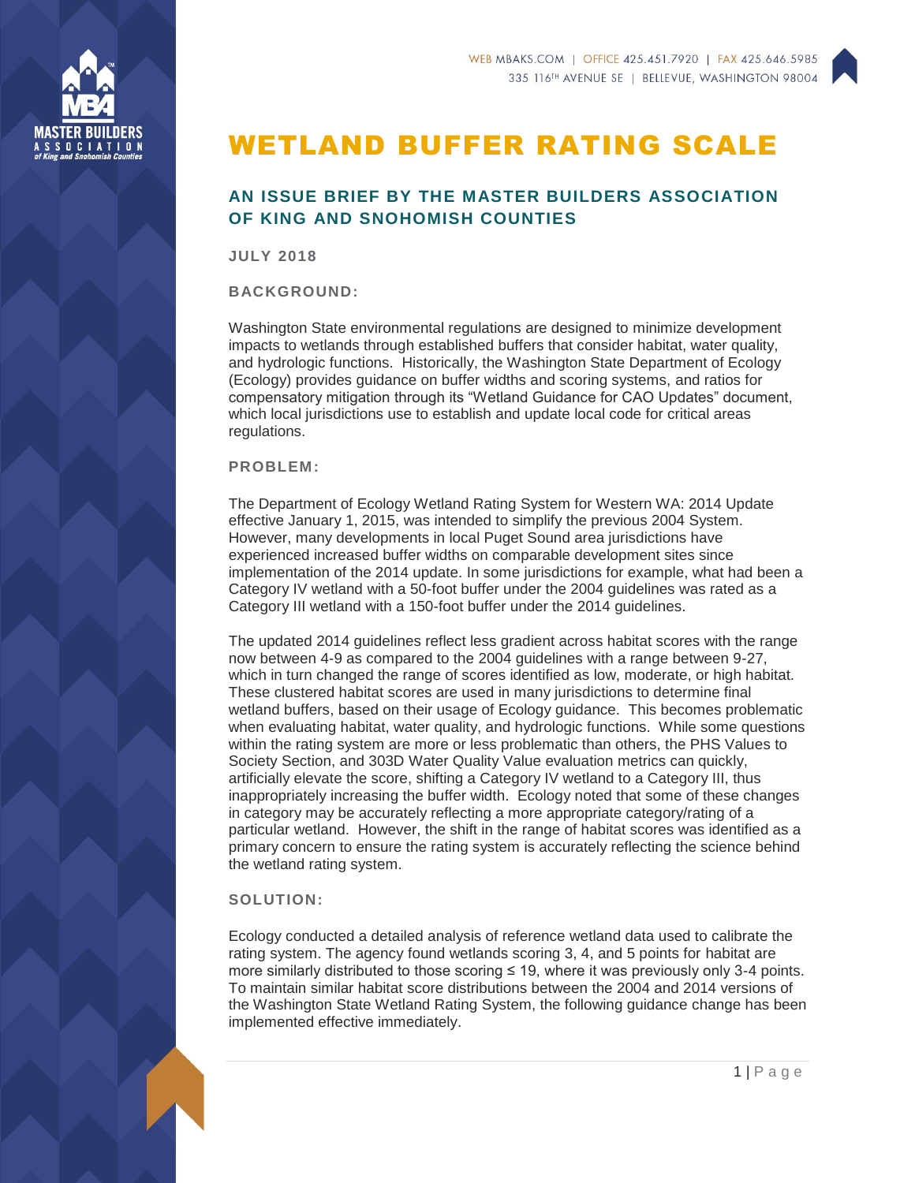# WETLAND BUFFER RATING SCALE

## AN ISSUE BRIEF BY THE MASTER BUILDERS ASSOCIATION OF KING AND SNOHOMISH COUNTIES

**JULY 2018**

### BACKGROUND:

Washington State environmental regulations are designed to minimize development impacts to wetlands through established buffers that consider habitat, water quality, and hydrologic functions. Historically, the Washington State Department of Ecology (Ecology) provides guidance on buffer widths and scoring systems, and ratios for compensatory mitigation through its "Wetland Guidance for CAO Updates" document, which local jurisdictions use to establish and update local code for critical areas regulations.

### PROBLEM:

The Department of Ecology Wetland Rating System for Western WA: 2014 Update effective January 1, 2015, was intended to simplify the previous 2004 System. However, many developments in local Puget Sound area jurisdictions have experienced increased buffer widths on comparable development sites since implementation of the 2014 update. In some jurisdictions for example, what had been a Category IV wetland with a 50-foot buffer under the 2004 guidelines was rated as a Category III wetland with a 150-foot buffer under the 2014 guidelines.

The updated 2014 guidelines reflect less gradient across habitat scores with the range now between 4-9 as compared to the 2004 guidelines with a range between 9-27, which in turn changed the range of scores identified as low, moderate, or high habitat. These clustered habitat scores are used in many jurisdictions to determine final wetland buffers, based on their usage of Ecology guidance. This becomes problematic when evaluating habitat, water quality, and hydrologic functions. While some questions within the rating system are more or less problematic than others, the PHS Values to Society Section, and 303D Water Quality Value evaluation metrics can quickly, artificially elevate the score, shifting a Category IV wetland to a Category III, thus inappropriately increasing the buffer width. Ecology noted that some of these changes in category may be accurately reflecting a more appropriate category/rating of a particular wetland. However, the shift in the range of habitat scores was identified as a primary concern to ensure the rating system is accurately reflecting the science behind the wetland rating system.

### SOLUTION:

Ecology conducted a detailed analysis of reference wetland data used to calibrate the rating system. The agency found wetlands scoring 3, 4, and 5 points for habitat are more similarly distributed to those scoring ≤ 19, where it was previously only 3-4 points. To maintain similar habitat score distributions between the 2004 and 2014 versions of the Washington State Wetland Rating System, the following guidance change has been implemented effective immediately.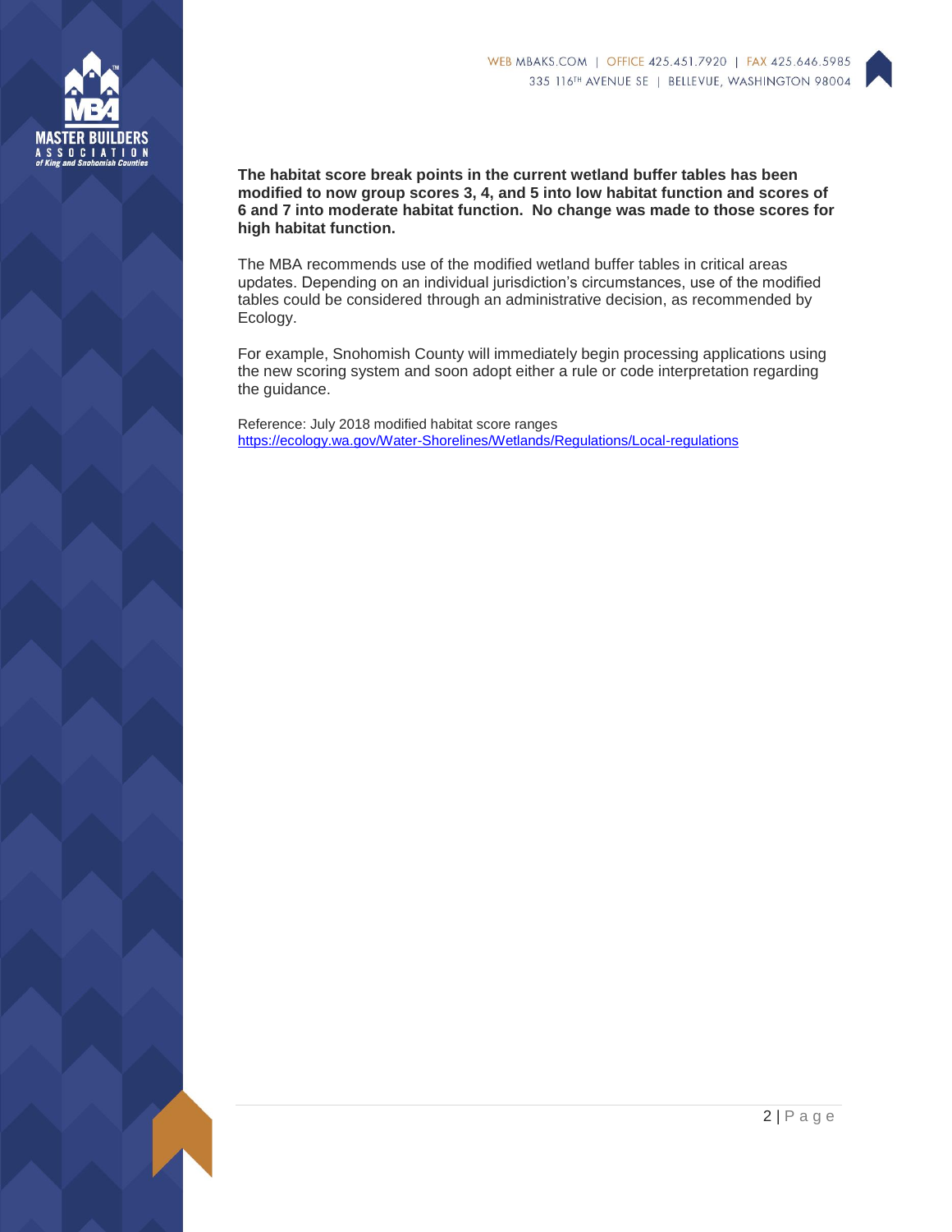**The habitat score break points in the current wetland buffer tables has been modified to now group scores 3, 4, and 5 into low habitat function and scores of 6 and 7 into moderate habitat function. No change was made to those scores for high habitat function.**

The MBA recommends use of the modified wetland buffer tables in critical areas updates. Depending on an individual jurisdiction's circumstances, use of the modified tables could be considered through an administrative decision, as recommended by Ecology.

For example, Snohomish County will immediately begin processing applications using the new scoring system and soon adopt either a rule or code interpretation regarding the guidance.

Reference: July 2018 modified habitat score ranges
https://ecology.wa.gov/Water-Shorelines/Wetlands/Regulations/Local-regulations